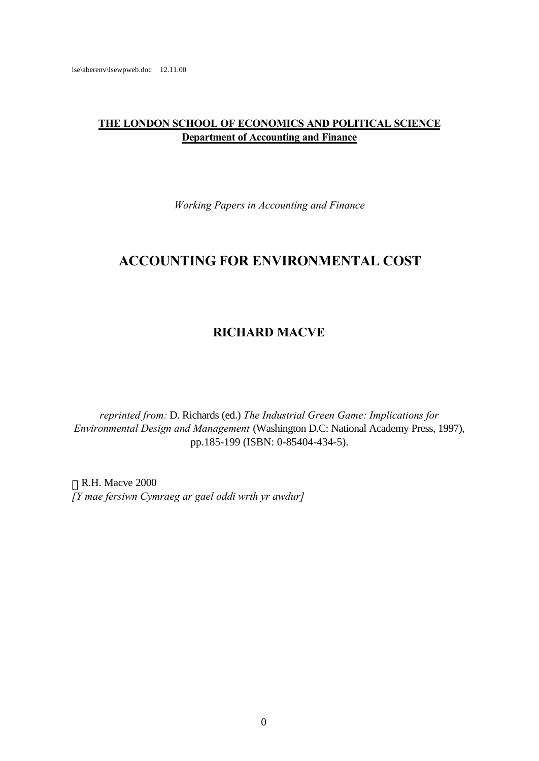lse\aberenv\lsewpweb.doc 12.11.00

**THE LONDON SCHOOL OF ECONOMICS AND POLITICAL SCIENCE**
**Department of Accounting and Finance**

*Working Papers in Accounting and Finance*

# ACCOUNTING FOR ENVIRONMENTAL COST

## RICHARD MACVE

*reprinted from:* D. Richards (ed.) *The Industrial Green Game: Implications for Environmental Design and Management* (Washington D.C: National Academy Press, 1997), pp.185-199 (ISBN: 0-85404-434-5).

© R.H. Macve 2000
*[Y mae fersiwn Cymraeg ar gael oddi wrth yr awdur]*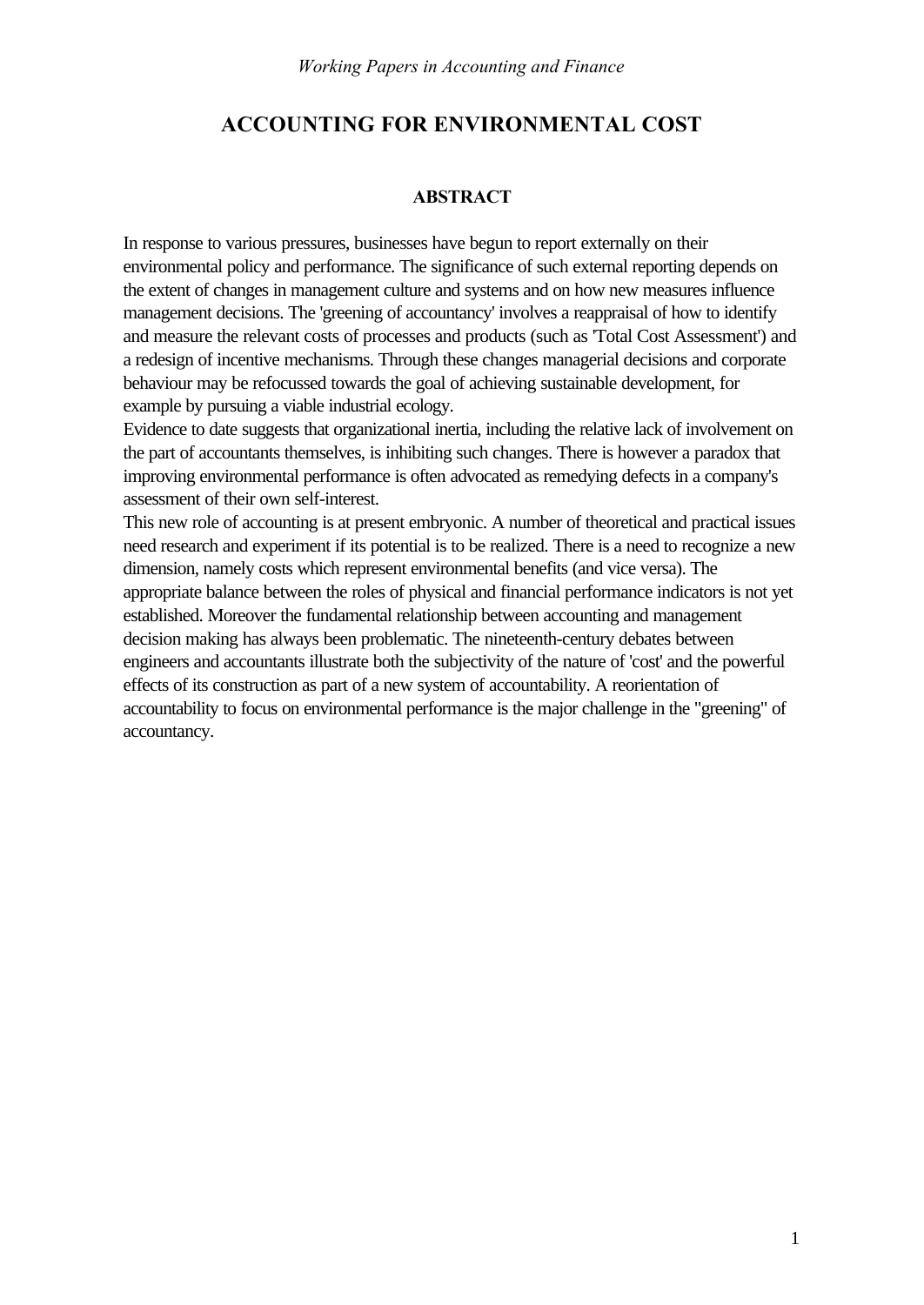# ACCOUNTING FOR ENVIRONMENTAL COST

## ABSTRACT

In response to various pressures, businesses have begun to report externally on their environmental policy and performance. The significance of such external reporting depends on the extent of changes in management culture and systems and on how new measures influence management decisions. The 'greening of accountancy' involves a reappraisal of how to identify and measure the relevant costs of processes and products (such as 'Total Cost Assessment') and a redesign of incentive mechanisms. Through these changes managerial decisions and corporate behaviour may be refocussed towards the goal of achieving sustainable development, for example by pursuing a viable industrial ecology.

Evidence to date suggests that organizational inertia, including the relative lack of involvement on the part of accountants themselves, is inhibiting such changes. There is however a paradox that improving environmental performance is often advocated as remedying defects in a company's assessment of their own self-interest.

This new role of accounting is at present embryonic. A number of theoretical and practical issues need research and experiment if its potential is to be realized. There is a need to recognize a new dimension, namely costs which represent environmental benefits (and vice versa). The appropriate balance between the roles of physical and financial performance indicators is not yet established. Moreover the fundamental relationship between accounting and management decision making has always been problematic. The nineteenth-century debates between engineers and accountants illustrate both the subjectivity of the nature of 'cost' and the powerful effects of its construction as part of a new system of accountability. A reorientation of accountability to focus on environmental performance is the major challenge in the "greening" of accountancy.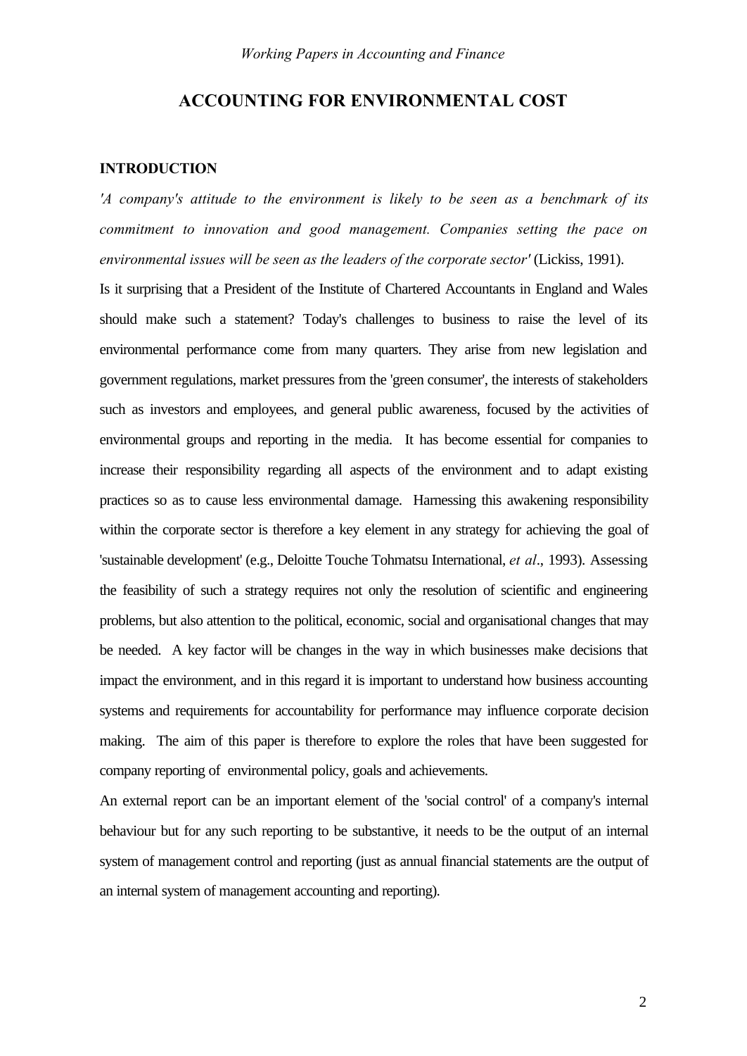## ACCOUNTING FOR ENVIRONMENTAL COST

### INTRODUCTION

*'A company's attitude to the environment is likely to be seen as a benchmark of its commitment to innovation and good management. Companies setting the pace on environmental issues will be seen as the leaders of the corporate sector'* (Lickiss, 1991).

Is it surprising that a President of the Institute of Chartered Accountants in England and Wales should make such a statement? Today's challenges to business to raise the level of its environmental performance come from many quarters. They arise from new legislation and government regulations, market pressures from the 'green consumer', the interests of stakeholders such as investors and employees, and general public awareness, focused by the activities of environmental groups and reporting in the media. It has become essential for companies to increase their responsibility regarding all aspects of the environment and to adapt existing practices so as to cause less environmental damage. Harnessing this awakening responsibility within the corporate sector is therefore a key element in any strategy for achieving the goal of 'sustainable development' (e.g., Deloitte Touche Tohmatsu International, *et al*., 1993). Assessing the feasibility of such a strategy requires not only the resolution of scientific and engineering problems, but also attention to the political, economic, social and organisational changes that may be needed. A key factor will be changes in the way in which businesses make decisions that impact the environment, and in this regard it is important to understand how business accounting systems and requirements for accountability for performance may influence corporate decision making. The aim of this paper is therefore to explore the roles that have been suggested for company reporting of environmental policy, goals and achievements.

An external report can be an important element of the 'social control' of a company's internal behaviour but for any such reporting to be substantive, it needs to be the output of an internal system of management control and reporting (just as annual financial statements are the output of an internal system of management accounting and reporting).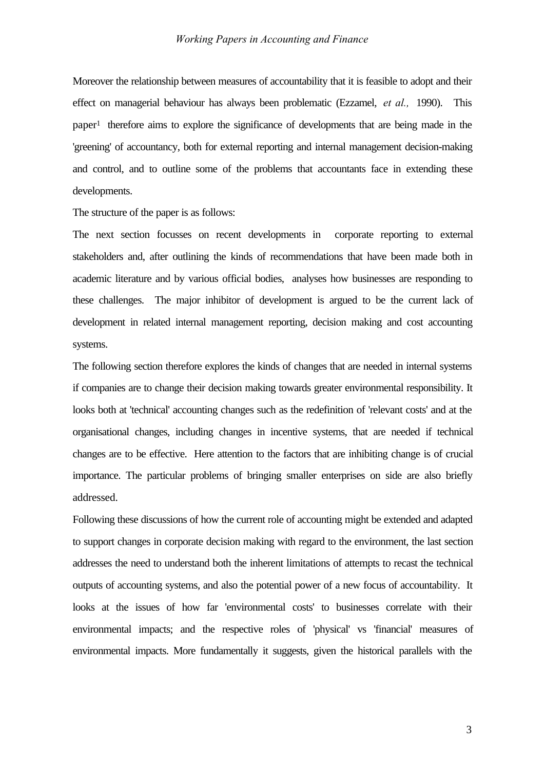Moreover the relationship between measures of accountability that it is feasible to adopt and their effect on managerial behaviour has always been problematic (Ezzamel, *et al.,* 1990). This paper[1] therefore aims to explore the significance of developments that are being made in the 'greening' of accountancy, both for external reporting and internal management decision-making and control, and to outline some of the problems that accountants face in extending these developments.

The structure of the paper is as follows:

The next section focusses on recent developments in corporate reporting to external stakeholders and, after outlining the kinds of recommendations that have been made both in academic literature and by various official bodies, analyses how businesses are responding to these challenges. The major inhibitor of development is argued to be the current lack of development in related internal management reporting, decision making and cost accounting systems.

The following section therefore explores the kinds of changes that are needed in internal systems if companies are to change their decision making towards greater environmental responsibility. It looks both at 'technical' accounting changes such as the redefinition of 'relevant costs' and at the organisational changes, including changes in incentive systems, that are needed if technical changes are to be effective. Here attention to the factors that are inhibiting change is of crucial importance. The particular problems of bringing smaller enterprises on side are also briefly addressed.

Following these discussions of how the current role of accounting might be extended and adapted to support changes in corporate decision making with regard to the environment, the last section addresses the need to understand both the inherent limitations of attempts to recast the technical outputs of accounting systems, and also the potential power of a new focus of accountability. It looks at the issues of how far 'environmental costs' to businesses correlate with their environmental impacts; and the respective roles of 'physical' vs 'financial' measures of environmental impacts. More fundamentally it suggests, given the historical parallels with the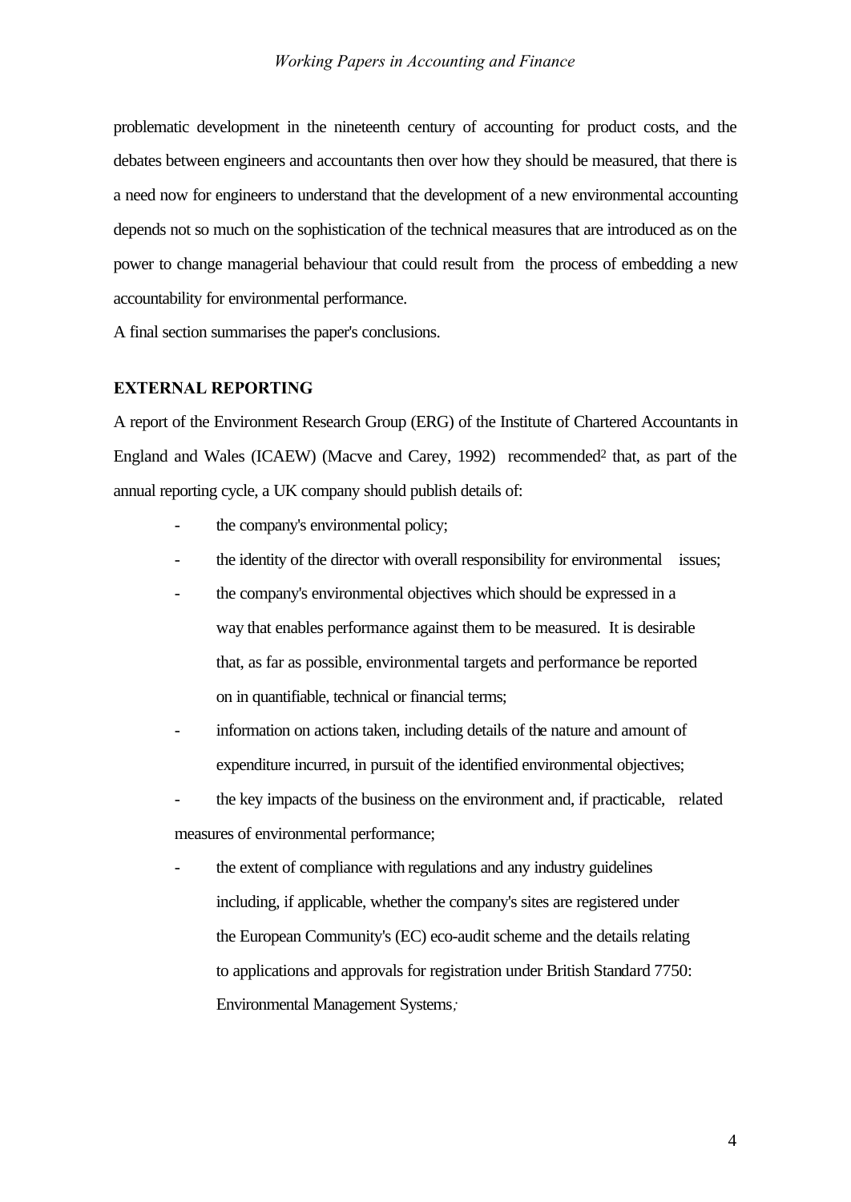problematic development in the nineteenth century of accounting for product costs, and the debates between engineers and accountants then over how they should be measured, that there is a need now for engineers to understand that the development of a new environmental accounting depends not so much on the sophistication of the technical measures that are introduced as on the power to change managerial behaviour that could result from the process of embedding a new accountability for environmental performance.

A final section summarises the paper's conclusions.

## EXTERNAL REPORTING

A report of the Environment Research Group (ERG) of the Institute of Chartered Accountants in England and Wales (ICAEW) (Macve and Carey, 1992) recommended[2] that, as part of the annual reporting cycle, a UK company should publish details of:

- the company's environmental policy;
- the identity of the director with overall responsibility for environmental issues;
- the company's environmental objectives which should be expressed in a way that enables performance against them to be measured. It is desirable that, as far as possible, environmental targets and performance be reported on in quantifiable, technical or financial terms;
- information on actions taken, including details of the nature and amount of expenditure incurred, in pursuit of the identified environmental objectives;
- the key impacts of the business on the environment and, if practicable, related measures of environmental performance;
- the extent of compliance with regulations and any industry guidelines including, if applicable, whether the company's sites are registered under the European Community's (EC) eco-audit scheme and the details relating to applications and approvals for registration under British Standard 7750: Environmental Management Systems;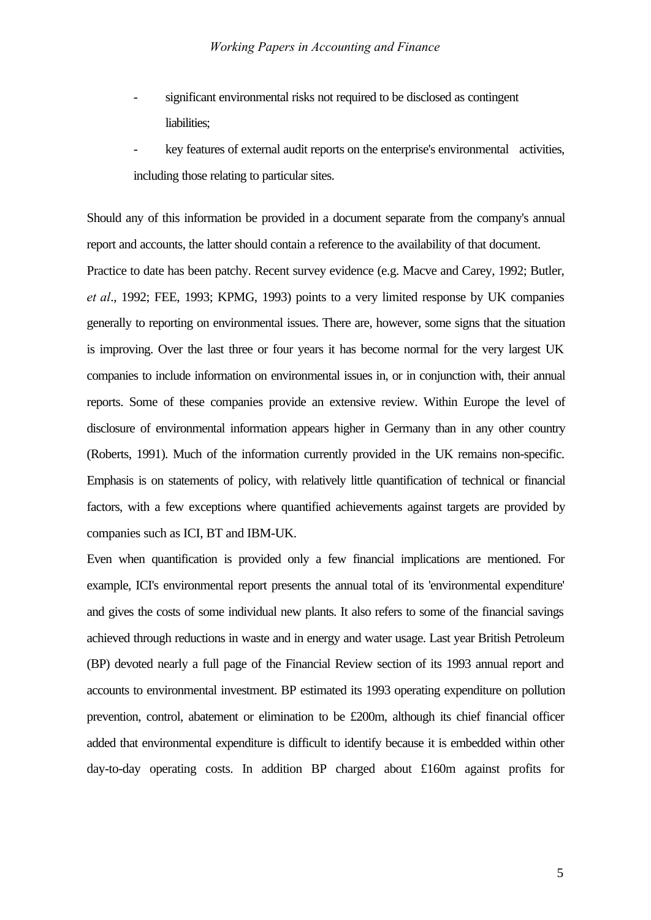- significant environmental risks not required to be disclosed as contingent liabilities;
- key features of external audit reports on the enterprise's environmental activities, including those relating to particular sites.

Should any of this information be provided in a document separate from the company's annual report and accounts, the latter should contain a reference to the availability of that document.

Practice to date has been patchy. Recent survey evidence (e.g. Macve and Carey, 1992; Butler, *et al*., 1992; FEE, 1993; KPMG, 1993) points to a very limited response by UK companies generally to reporting on environmental issues. There are, however, some signs that the situation is improving. Over the last three or four years it has become normal for the very largest UK companies to include information on environmental issues in, or in conjunction with, their annual reports. Some of these companies provide an extensive review. Within Europe the level of disclosure of environmental information appears higher in Germany than in any other country (Roberts, 1991). Much of the information currently provided in the UK remains non-specific. Emphasis is on statements of policy, with relatively little quantification of technical or financial factors, with a few exceptions where quantified achievements against targets are provided by companies such as ICI, BT and IBM-UK.

Even when quantification is provided only a few financial implications are mentioned. For example, ICI's environmental report presents the annual total of its 'environmental expenditure' and gives the costs of some individual new plants. It also refers to some of the financial savings achieved through reductions in waste and in energy and water usage. Last year British Petroleum (BP) devoted nearly a full page of the Financial Review section of its 1993 annual report and accounts to environmental investment. BP estimated its 1993 operating expenditure on pollution prevention, control, abatement or elimination to be £200m, although its chief financial officer added that environmental expenditure is difficult to identify because it is embedded within other day-to-day operating costs. In addition BP charged about £160m against profits for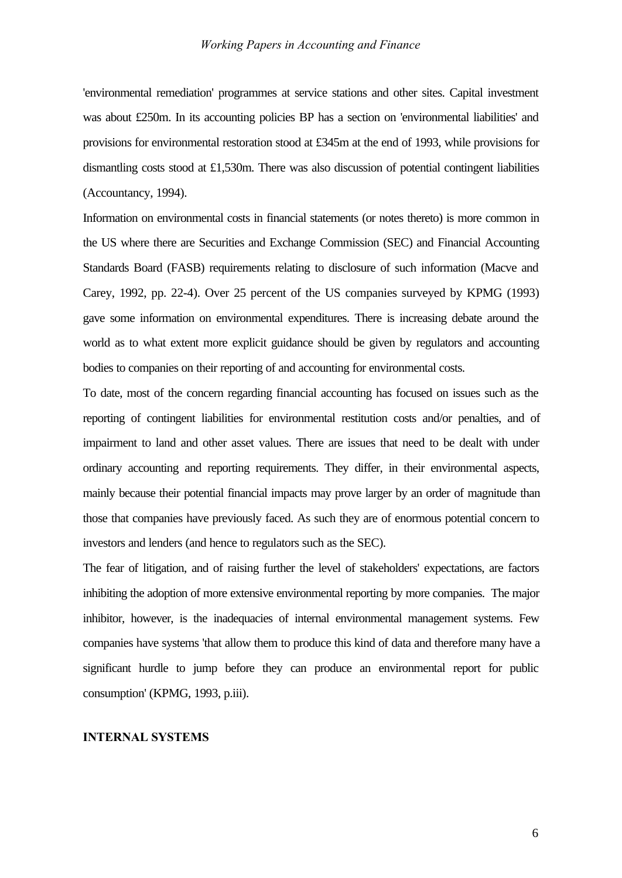'environmental remediation' programmes at service stations and other sites. Capital investment was about £250m. In its accounting policies BP has a section on 'environmental liabilities' and provisions for environmental restoration stood at £345m at the end of 1993, while provisions for dismantling costs stood at £1,530m. There was also discussion of potential contingent liabilities (Accountancy, 1994).

Information on environmental costs in financial statements (or notes thereto) is more common in the US where there are Securities and Exchange Commission (SEC) and Financial Accounting Standards Board (FASB) requirements relating to disclosure of such information (Macve and Carey, 1992, pp. 22-4). Over 25 percent of the US companies surveyed by KPMG (1993) gave some information on environmental expenditures. There is increasing debate around the world as to what extent more explicit guidance should be given by regulators and accounting bodies to companies on their reporting of and accounting for environmental costs.

To date, most of the concern regarding financial accounting has focused on issues such as the reporting of contingent liabilities for environmental restitution costs and/or penalties, and of impairment to land and other asset values. There are issues that need to be dealt with under ordinary accounting and reporting requirements. They differ, in their environmental aspects, mainly because their potential financial impacts may prove larger by an order of magnitude than those that companies have previously faced. As such they are of enormous potential concern to investors and lenders (and hence to regulators such as the SEC).

The fear of litigation, and of raising further the level of stakeholders' expectations, are factors inhibiting the adoption of more extensive environmental reporting by more companies. The major inhibitor, however, is the inadequacies of internal environmental management systems. Few companies have systems 'that allow them to produce this kind of data and therefore many have a significant hurdle to jump before they can produce an environmental report for public consumption' (KPMG, 1993, p.iii).

## INTERNAL SYSTEMS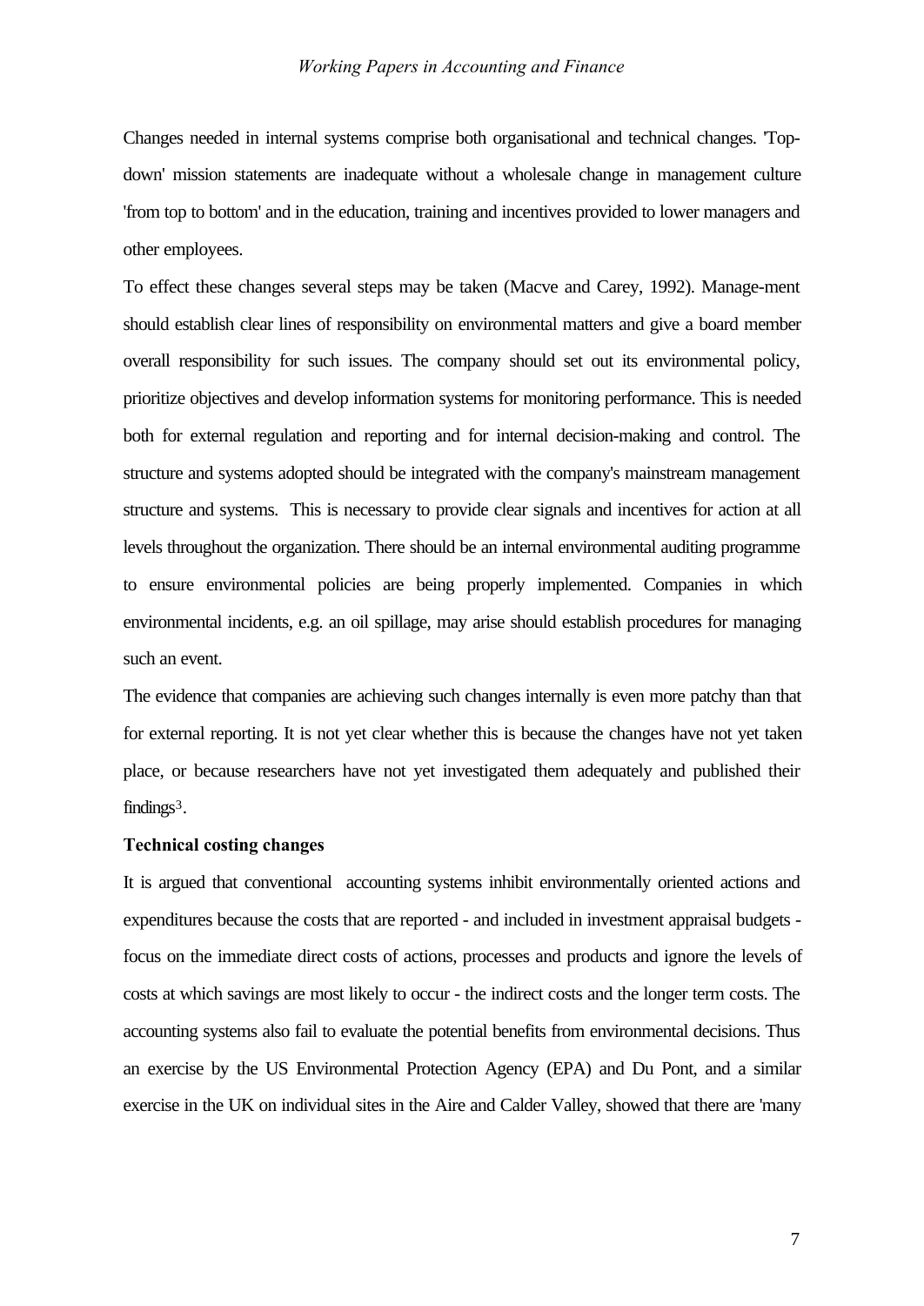Changes needed in internal systems comprise both organisational and technical changes. 'Top-down' mission statements are inadequate without a wholesale change in management culture 'from top to bottom' and in the education, training and incentives provided to lower managers and other employees.

To effect these changes several steps may be taken (Macve and Carey, 1992). Manage-ment should establish clear lines of responsibility on environmental matters and give a board member overall responsibility for such issues. The company should set out its environmental policy, prioritize objectives and develop information systems for monitoring performance. This is needed both for external regulation and reporting and for internal decision-making and control. The structure and systems adopted should be integrated with the company's mainstream management structure and systems. This is necessary to provide clear signals and incentives for action at all levels throughout the organization. There should be an internal environmental auditing programme to ensure environmental policies are being properly implemented. Companies in which environmental incidents, e.g. an oil spillage, may arise should establish procedures for managing such an event.

The evidence that companies are achieving such changes internally is even more patchy than that for external reporting. It is not yet clear whether this is because the changes have not yet taken place, or because researchers have not yet investigated them adequately and published their findings[3].

**Technical costing changes**

It is argued that conventional accounting systems inhibit environmentally oriented actions and expenditures because the costs that are reported - and included in investment appraisal budgets - focus on the immediate direct costs of actions, processes and products and ignore the levels of costs at which savings are most likely to occur - the indirect costs and the longer term costs. The accounting systems also fail to evaluate the potential benefits from environmental decisions. Thus an exercise by the US Environmental Protection Agency (EPA) and Du Pont, and a similar exercise in the UK on individual sites in the Aire and Calder Valley, showed that there are 'many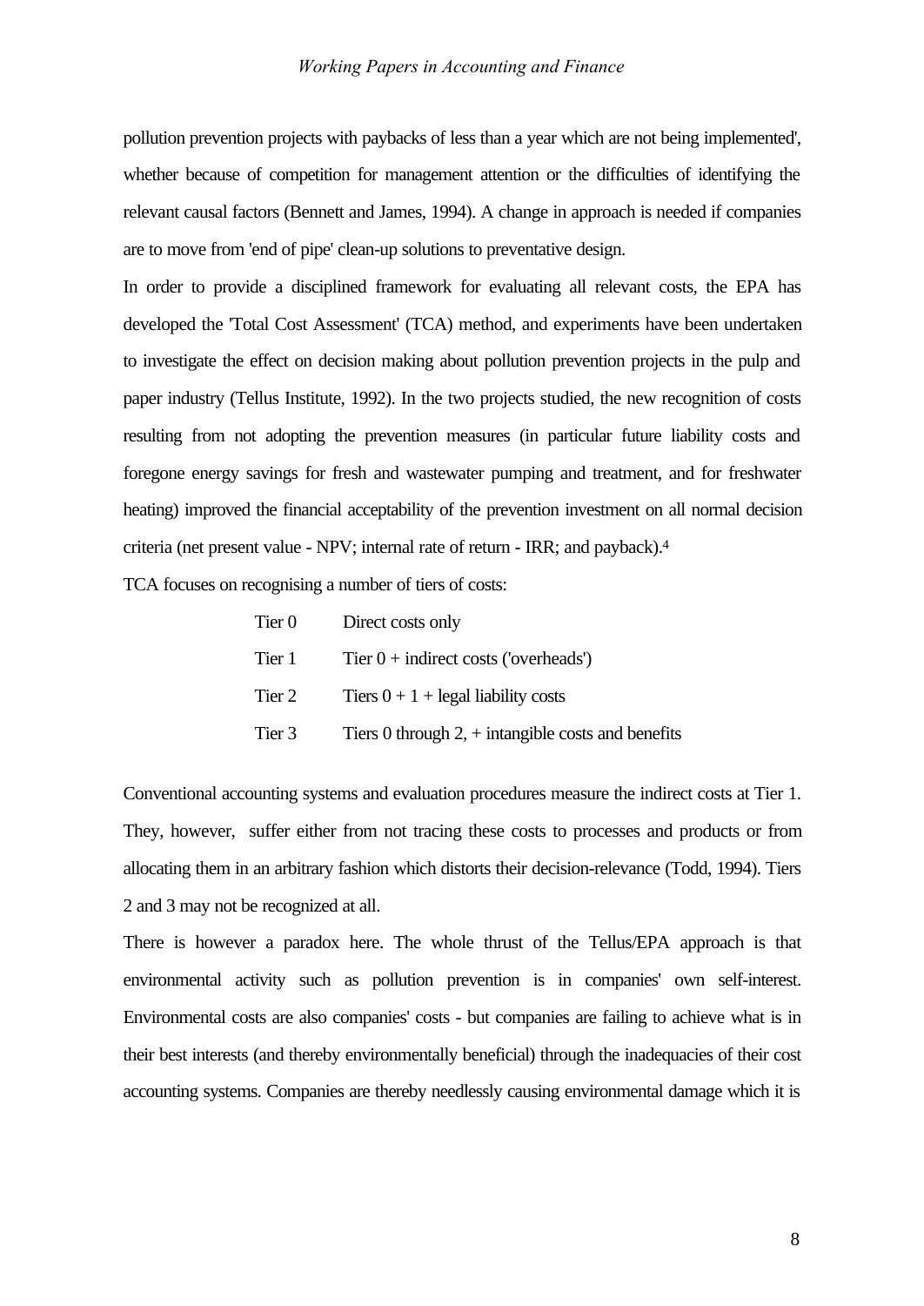pollution prevention projects with paybacks of less than a year which are not being implemented', whether because of competition for management attention or the difficulties of identifying the relevant causal factors (Bennett and James, 1994). A change in approach is needed if companies are to move from 'end of pipe' clean-up solutions to preventative design.

In order to provide a disciplined framework for evaluating all relevant costs, the EPA has developed the 'Total Cost Assessment' (TCA) method, and experiments have been undertaken to investigate the effect on decision making about pollution prevention projects in the pulp and paper industry (Tellus Institute, 1992). In the two projects studied, the new recognition of costs resulting from not adopting the prevention measures (in particular future liability costs and foregone energy savings for fresh and wastewater pumping and treatment, and for freshwater heating) improved the financial acceptability of the prevention investment on all normal decision criteria (net present value - NPV; internal rate of return - IRR; and payback).[4]

TCA focuses on recognising a number of tiers of costs:

| | |
|---|---|
| Tier 0 | Direct costs only |
| Tier 1 | Tier 0 + indirect costs ('overheads') |
| Tier 2 | Tiers 0 + 1 + legal liability costs |
| Tier 3 | Tiers 0 through 2, + intangible costs and benefits |

Conventional accounting systems and evaluation procedures measure the indirect costs at Tier 1. They, however, suffer either from not tracing these costs to processes and products or from allocating them in an arbitrary fashion which distorts their decision-relevance (Todd, 1994). Tiers 2 and 3 may not be recognized at all.

There is however a paradox here. The whole thrust of the Tellus/EPA approach is that environmental activity such as pollution prevention is in companies' own self-interest. Environmental costs are also companies' costs - but companies are failing to achieve what is in their best interests (and thereby environmentally beneficial) through the inadequacies of their cost accounting systems. Companies are thereby needlessly causing environmental damage which it is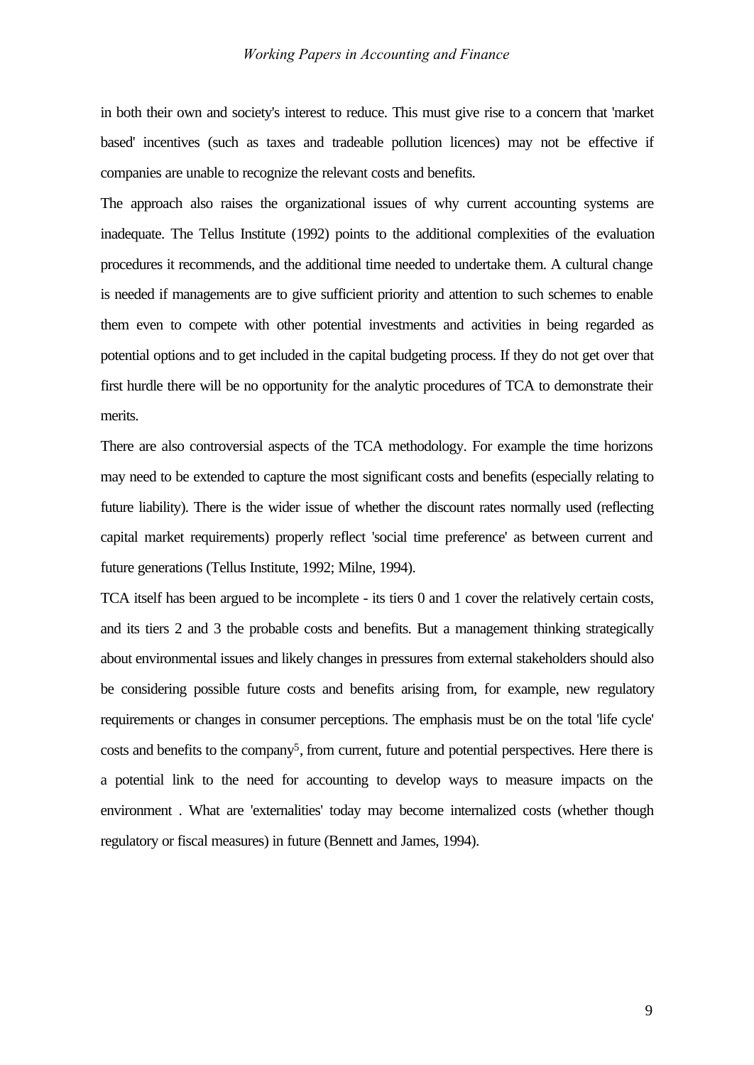in both their own and society's interest to reduce. This must give rise to a concern that 'market based' incentives (such as taxes and tradeable pollution licences) may not be effective if companies are unable to recognize the relevant costs and benefits.

The approach also raises the organizational issues of why current accounting systems are inadequate. The Tellus Institute (1992) points to the additional complexities of the evaluation procedures it recommends, and the additional time needed to undertake them. A cultural change is needed if managements are to give sufficient priority and attention to such schemes to enable them even to compete with other potential investments and activities in being regarded as potential options and to get included in the capital budgeting process. If they do not get over that first hurdle there will be no opportunity for the analytic procedures of TCA to demonstrate their merits.

There are also controversial aspects of the TCA methodology. For example the time horizons may need to be extended to capture the most significant costs and benefits (especially relating to future liability). There is the wider issue of whether the discount rates normally used (reflecting capital market requirements) properly reflect 'social time preference' as between current and future generations (Tellus Institute, 1992; Milne, 1994).

TCA itself has been argued to be incomplete - its tiers 0 and 1 cover the relatively certain costs, and its tiers 2 and 3 the probable costs and benefits. But a management thinking strategically about environmental issues and likely changes in pressures from external stakeholders should also be considering possible future costs and benefits arising from, for example, new regulatory requirements or changes in consumer perceptions. The emphasis must be on the total 'life cycle' costs and benefits to the company[5], from current, future and potential perspectives. Here there is a potential link to the need for accounting to develop ways to measure impacts on the environment . What are 'externalities' today may become internalized costs (whether though regulatory or fiscal measures) in future (Bennett and James, 1994).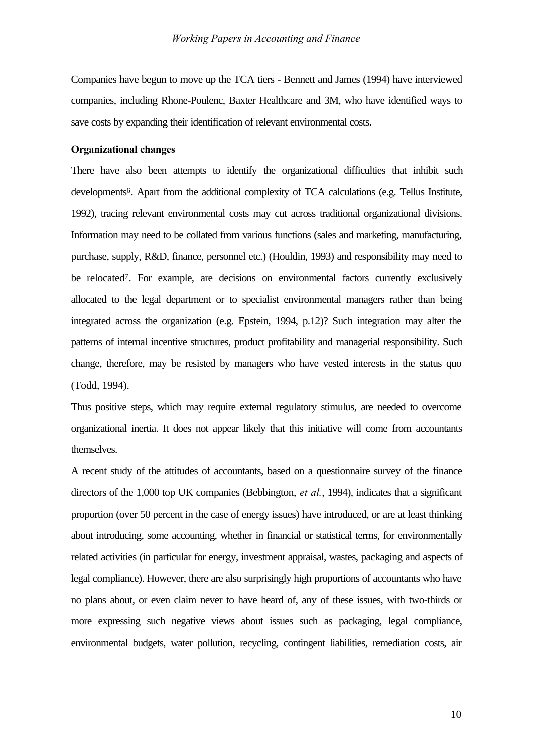Companies have begun to move up the TCA tiers - Bennett and James (1994) have interviewed companies, including Rhone-Poulenc, Baxter Healthcare and 3M, who have identified ways to save costs by expanding their identification of relevant environmental costs.

**Organizational changes**

There have also been attempts to identify the organizational difficulties that inhibit such developments[6]. Apart from the additional complexity of TCA calculations (e.g. Tellus Institute, 1992), tracing relevant environmental costs may cut across traditional organizational divisions. Information may need to be collated from various functions (sales and marketing, manufacturing, purchase, supply, R&D, finance, personnel etc.) (Houldin, 1993) and responsibility may need to be relocated[7]. For example, are decisions on environmental factors currently exclusively allocated to the legal department or to specialist environmental managers rather than being integrated across the organization (e.g. Epstein, 1994, p.12)? Such integration may alter the patterns of internal incentive structures, product profitability and managerial responsibility. Such change, therefore, may be resisted by managers who have vested interests in the status quo (Todd, 1994).

Thus positive steps, which may require external regulatory stimulus, are needed to overcome organizational inertia. It does not appear likely that this initiative will come from accountants themselves.

A recent study of the attitudes of accountants, based on a questionnaire survey of the finance directors of the 1,000 top UK companies (Bebbington, *et al.*, 1994), indicates that a significant proportion (over 50 percent in the case of energy issues) have introduced, or are at least thinking about introducing, some accounting, whether in financial or statistical terms, for environmentally related activities (in particular for energy, investment appraisal, wastes, packaging and aspects of legal compliance). However, there are also surprisingly high proportions of accountants who have no plans about, or even claim never to have heard of, any of these issues, with two-thirds or more expressing such negative views about issues such as packaging, legal compliance, environmental budgets, water pollution, recycling, contingent liabilities, remediation costs, air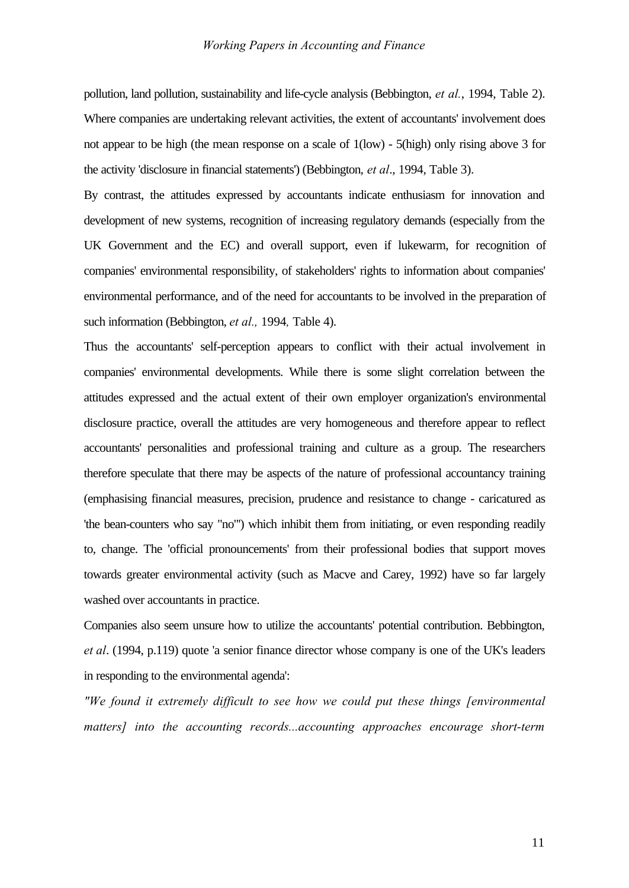pollution, land pollution, sustainability and life-cycle analysis (Bebbington, *et al.*, 1994, Table 2). Where companies are undertaking relevant activities, the extent of accountants' involvement does not appear to be high (the mean response on a scale of 1(low) - 5(high) only rising above 3 for the activity 'disclosure in financial statements') (Bebbington, *et al*., 1994, Table 3).

By contrast, the attitudes expressed by accountants indicate enthusiasm for innovation and development of new systems, recognition of increasing regulatory demands (especially from the UK Government and the EC) and overall support, even if lukewarm, for recognition of companies' environmental responsibility, of stakeholders' rights to information about companies' environmental performance, and of the need for accountants to be involved in the preparation of such information (Bebbington, *et al.,* 1994*,* Table 4).

Thus the accountants' self-perception appears to conflict with their actual involvement in companies' environmental developments. While there is some slight correlation between the attitudes expressed and the actual extent of their own employer organization's environmental disclosure practice, overall the attitudes are very homogeneous and therefore appear to reflect accountants' personalities and professional training and culture as a group. The researchers therefore speculate that there may be aspects of the nature of professional accountancy training (emphasising financial measures, precision, prudence and resistance to change - caricatured as 'the bean-counters who say "no"') which inhibit them from initiating, or even responding readily to, change. The 'official pronouncements' from their professional bodies that support moves towards greater environmental activity (such as Macve and Carey, 1992) have so far largely washed over accountants in practice.

Companies also seem unsure how to utilize the accountants' potential contribution. Bebbington, *et al*. (1994, p.119) quote 'a senior finance director whose company is one of the UK's leaders in responding to the environmental agenda':

*"We found it extremely difficult to see how we could put these things [environmental matters] into the accounting records...accounting approaches encourage short-term*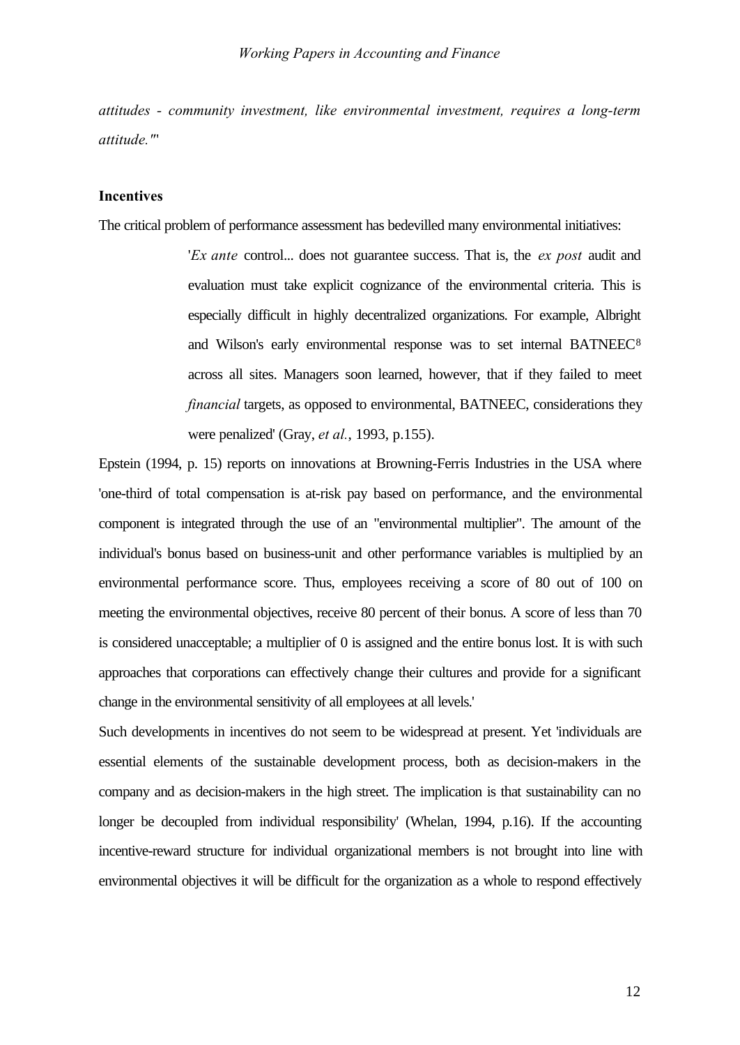*attitudes - community investment, like environmental investment, requires a long-term attitude."'*

**Incentives**

The critical problem of performance assessment has bedevilled many environmental initiatives:

> '*Ex ante* control... does not guarantee success. That is, the *ex post* audit and evaluation must take explicit cognizance of the environmental criteria. This is especially difficult in highly decentralized organizations. For example, Albright and Wilson's early environmental response was to set internal BATNEEC[8] across all sites. Managers soon learned, however, that if they failed to meet *financial* targets, as opposed to environmental, BATNEEC, considerations they were penalized' (Gray, *et al.*, 1993, p.155).

Epstein (1994, p. 15) reports on innovations at Browning-Ferris Industries in the USA where 'one-third of total compensation is at-risk pay based on performance, and the environmental component is integrated through the use of an "environmental multiplier". The amount of the individual's bonus based on business-unit and other performance variables is multiplied by an environmental performance score. Thus, employees receiving a score of 80 out of 100 on meeting the environmental objectives, receive 80 percent of their bonus. A score of less than 70 is considered unacceptable; a multiplier of 0 is assigned and the entire bonus lost. It is with such approaches that corporations can effectively change their cultures and provide for a significant change in the environmental sensitivity of all employees at all levels.'

Such developments in incentives do not seem to be widespread at present. Yet 'individuals are essential elements of the sustainable development process, both as decision-makers in the company and as decision-makers in the high street. The implication is that sustainability can no longer be decoupled from individual responsibility' (Whelan, 1994, p.16). If the accounting incentive-reward structure for individual organizational members is not brought into line with environmental objectives it will be difficult for the organization as a whole to respond effectively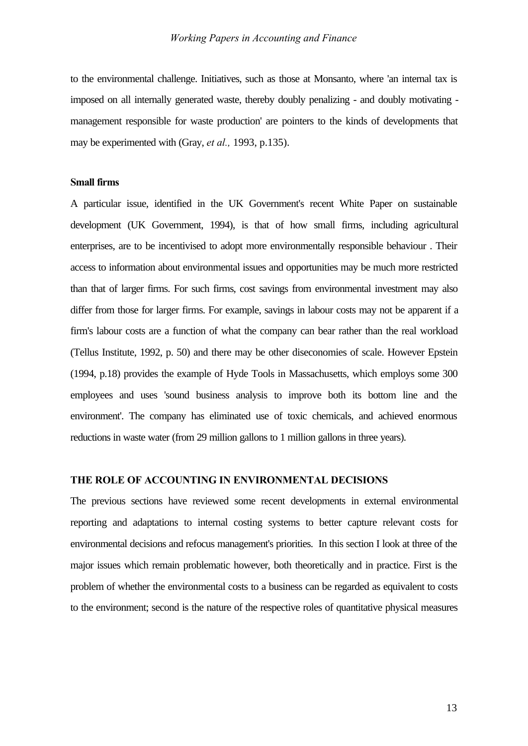to the environmental challenge. Initiatives, such as those at Monsanto, where 'an internal tax is imposed on all internally generated waste, thereby doubly penalizing - and doubly motivating - management responsible for waste production' are pointers to the kinds of developments that may be experimented with (Gray, *et al.,* 1993, p.135).

**Small firms**

A particular issue, identified in the UK Government's recent White Paper on sustainable development (UK Government, 1994), is that of how small firms, including agricultural enterprises, are to be incentivised to adopt more environmentally responsible behaviour . Their access to information about environmental issues and opportunities may be much more restricted than that of larger firms. For such firms, cost savings from environmental investment may also differ from those for larger firms. For example, savings in labour costs may not be apparent if a firm's labour costs are a function of what the company can bear rather than the real workload (Tellus Institute, 1992, p. 50) and there may be other diseconomies of scale. However Epstein (1994, p.18) provides the example of Hyde Tools in Massachusetts, which employs some 300 employees and uses 'sound business analysis to improve both its bottom line and the environment'. The company has eliminated use of toxic chemicals, and achieved enormous reductions in waste water (from 29 million gallons to 1 million gallons in three years).

## THE ROLE OF ACCOUNTING IN ENVIRONMENTAL DECISIONS

The previous sections have reviewed some recent developments in external environmental reporting and adaptations to internal costing systems to better capture relevant costs for environmental decisions and refocus management's priorities. In this section I look at three of the major issues which remain problematic however, both theoretically and in practice. First is the problem of whether the environmental costs to a business can be regarded as equivalent to costs to the environment; second is the nature of the respective roles of quantitative physical measures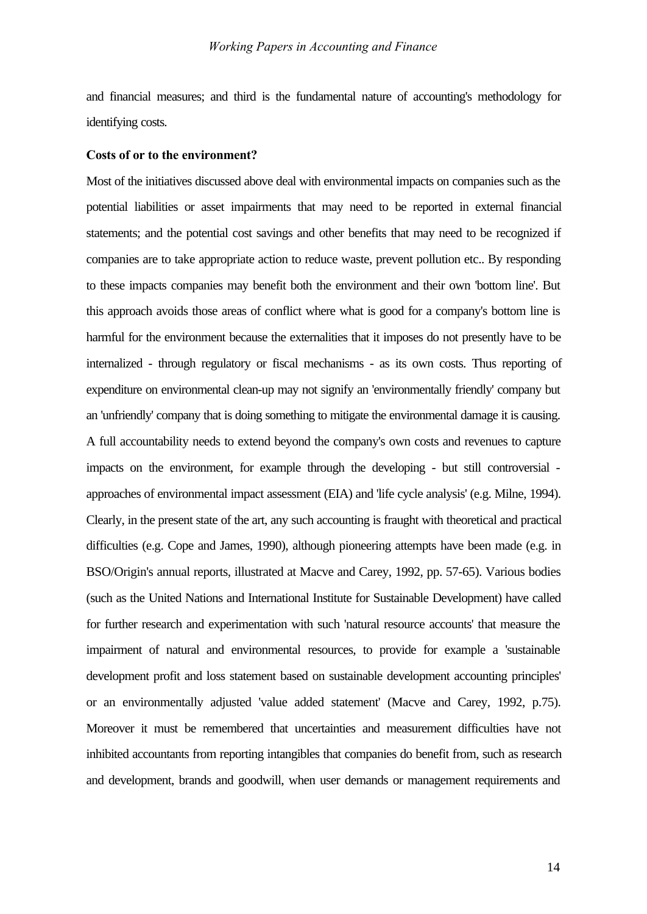and financial measures; and third is the fundamental nature of accounting's methodology for identifying costs.

**Costs of or to the environment?**

Most of the initiatives discussed above deal with environmental impacts on companies such as the potential liabilities or asset impairments that may need to be reported in external financial statements; and the potential cost savings and other benefits that may need to be recognized if companies are to take appropriate action to reduce waste, prevent pollution etc.. By responding to these impacts companies may benefit both the environment and their own 'bottom line'. But this approach avoids those areas of conflict where what is good for a company's bottom line is harmful for the environment because the externalities that it imposes do not presently have to be internalized - through regulatory or fiscal mechanisms - as its own costs. Thus reporting of expenditure on environmental clean-up may not signify an 'environmentally friendly' company but an 'unfriendly' company that is doing something to mitigate the environmental damage it is causing. A full accountability needs to extend beyond the company's own costs and revenues to capture impacts on the environment, for example through the developing - but still controversial - approaches of environmental impact assessment (EIA) and 'life cycle analysis' (e.g. Milne, 1994). Clearly, in the present state of the art, any such accounting is fraught with theoretical and practical difficulties (e.g. Cope and James, 1990), although pioneering attempts have been made (e.g. in BSO/Origin's annual reports, illustrated at Macve and Carey, 1992, pp. 57-65). Various bodies (such as the United Nations and International Institute for Sustainable Development) have called for further research and experimentation with such 'natural resource accounts' that measure the impairment of natural and environmental resources, to provide for example a 'sustainable development profit and loss statement based on sustainable development accounting principles' or an environmentally adjusted 'value added statement' (Macve and Carey, 1992, p.75). Moreover it must be remembered that uncertainties and measurement difficulties have not inhibited accountants from reporting intangibles that companies do benefit from, such as research and development, brands and goodwill, when user demands or management requirements and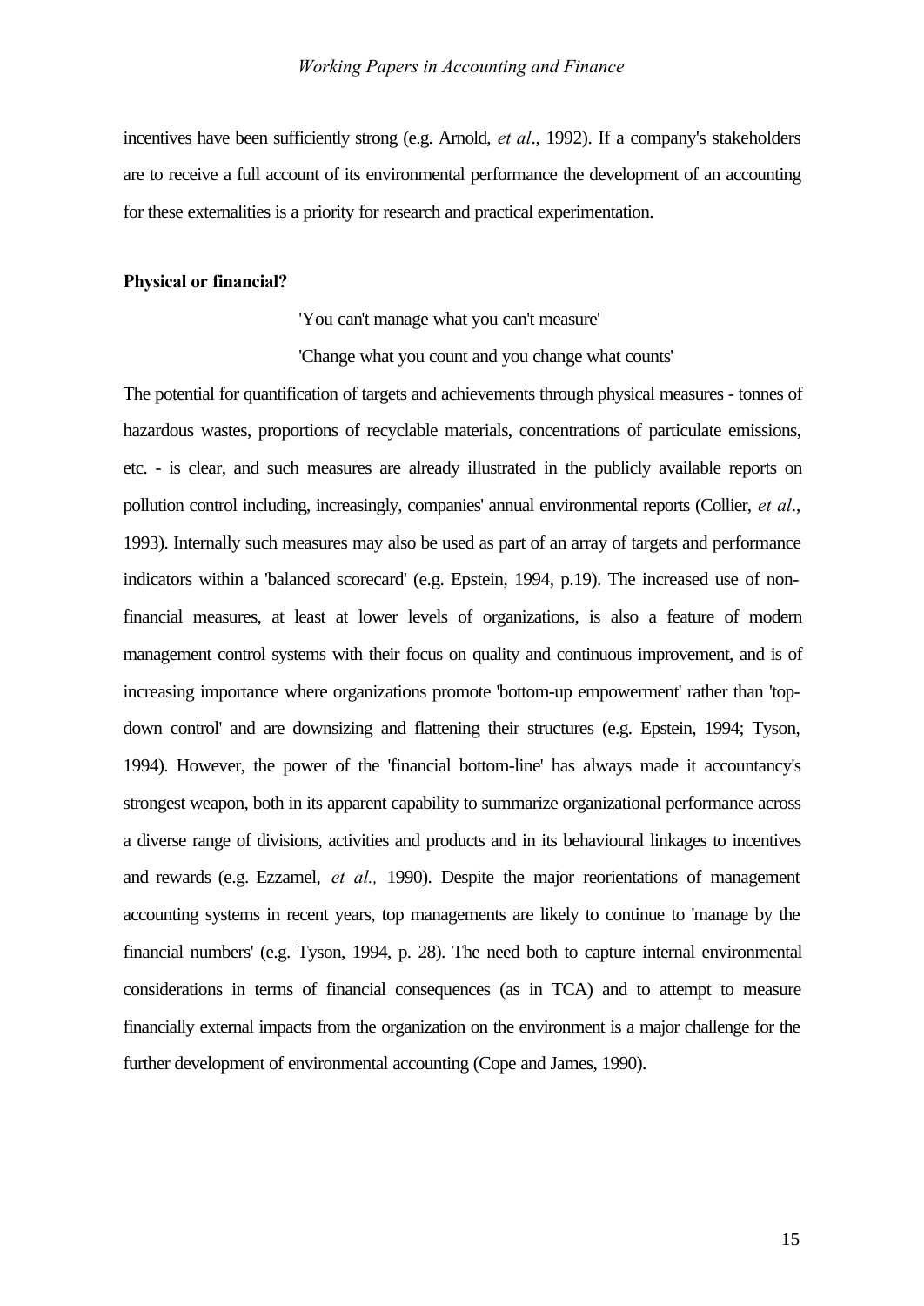incentives have been sufficiently strong (e.g. Arnold, *et al*., 1992). If a company's stakeholders are to receive a full account of its environmental performance the development of an accounting for these externalities is a priority for research and practical experimentation.

**Physical or financial?**

'You can't manage what you can't measure'

'Change what you count and you change what counts'

The potential for quantification of targets and achievements through physical measures - tonnes of hazardous wastes, proportions of recyclable materials, concentrations of particulate emissions, etc. - is clear, and such measures are already illustrated in the publicly available reports on pollution control including, increasingly, companies' annual environmental reports (Collier, *et al*., 1993). Internally such measures may also be used as part of an array of targets and performance indicators within a 'balanced scorecard' (e.g. Epstein, 1994, p.19). The increased use of non-financial measures, at least at lower levels of organizations, is also a feature of modern management control systems with their focus on quality and continuous improvement, and is of increasing importance where organizations promote 'bottom-up empowerment' rather than 'top-down control' and are downsizing and flattening their structures (e.g. Epstein, 1994; Tyson, 1994). However, the power of the 'financial bottom-line' has always made it accountancy's strongest weapon, both in its apparent capability to summarize organizational performance across a diverse range of divisions, activities and products and in its behavioural linkages to incentives and rewards (e.g. Ezzamel, *et al.,* 1990). Despite the major reorientations of management accounting systems in recent years, top managements are likely to continue to 'manage by the financial numbers' (e.g. Tyson, 1994, p. 28). The need both to capture internal environmental considerations in terms of financial consequences (as in TCA) and to attempt to measure financially external impacts from the organization on the environment is a major challenge for the further development of environmental accounting (Cope and James, 1990).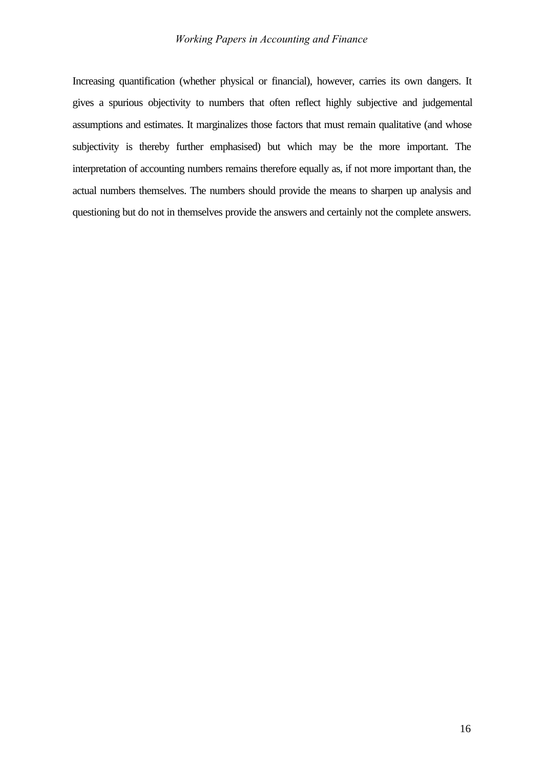Increasing quantification (whether physical or financial), however, carries its own dangers. It gives a spurious objectivity to numbers that often reflect highly subjective and judgemental assumptions and estimates. It marginalizes those factors that must remain qualitative (and whose subjectivity is thereby further emphasised) but which may be the more important. The interpretation of accounting numbers remains therefore equally as, if not more important than, the actual numbers themselves. The numbers should provide the means to sharpen up analysis and questioning but do not in themselves provide the answers and certainly not the complete answers.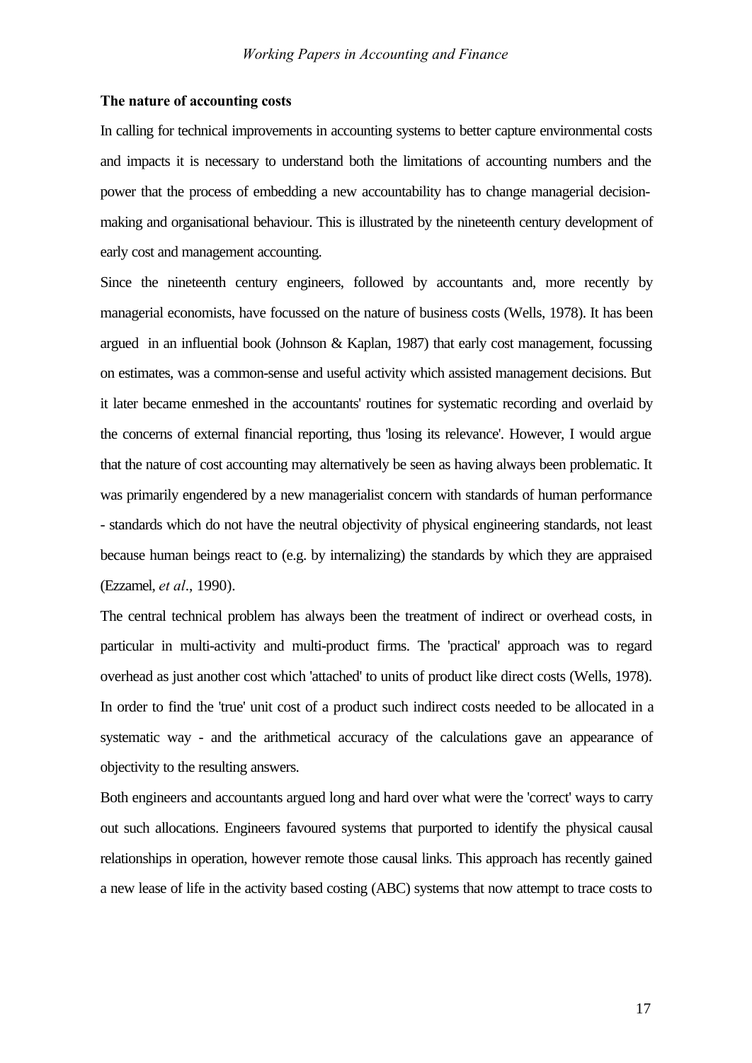**The nature of accounting costs**

In calling for technical improvements in accounting systems to better capture environmental costs and impacts it is necessary to understand both the limitations of accounting numbers and the power that the process of embedding a new accountability has to change managerial decision-making and organisational behaviour. This is illustrated by the nineteenth century development of early cost and management accounting.

Since the nineteenth century engineers, followed by accountants and, more recently by managerial economists, have focussed on the nature of business costs (Wells, 1978). It has been argued in an influential book (Johnson & Kaplan, 1987) that early cost management, focussing on estimates, was a common-sense and useful activity which assisted management decisions. But it later became enmeshed in the accountants' routines for systematic recording and overlaid by the concerns of external financial reporting, thus 'losing its relevance'. However, I would argue that the nature of cost accounting may alternatively be seen as having always been problematic. It was primarily engendered by a new managerialist concern with standards of human performance - standards which do not have the neutral objectivity of physical engineering standards, not least because human beings react to (e.g. by internalizing) the standards by which they are appraised (Ezzamel, *et al*., 1990).

The central technical problem has always been the treatment of indirect or overhead costs, in particular in multi-activity and multi-product firms. The 'practical' approach was to regard overhead as just another cost which 'attached' to units of product like direct costs (Wells, 1978). In order to find the 'true' unit cost of a product such indirect costs needed to be allocated in a systematic way - and the arithmetical accuracy of the calculations gave an appearance of objectivity to the resulting answers.

Both engineers and accountants argued long and hard over what were the 'correct' ways to carry out such allocations. Engineers favoured systems that purported to identify the physical causal relationships in operation, however remote those causal links. This approach has recently gained a new lease of life in the activity based costing (ABC) systems that now attempt to trace costs to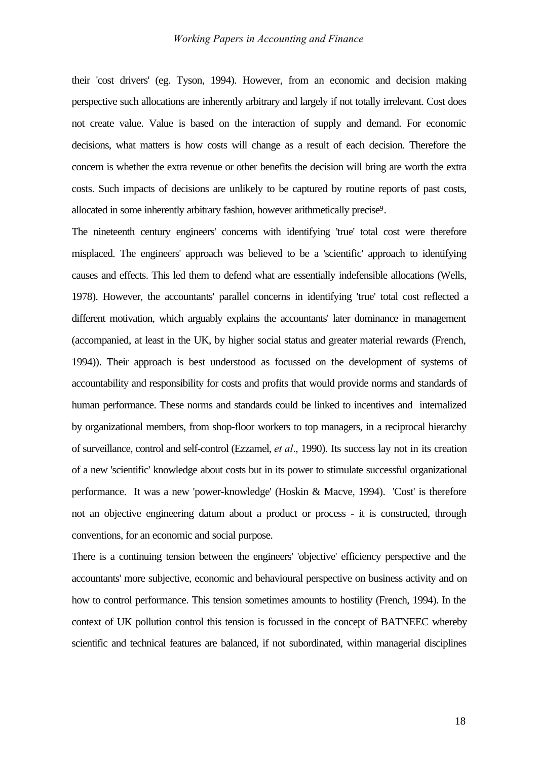their 'cost drivers' (eg. Tyson, 1994). However, from an economic and decision making perspective such allocations are inherently arbitrary and largely if not totally irrelevant. Cost does not create value. Value is based on the interaction of supply and demand. For economic decisions, what matters is how costs will change as a result of each decision. Therefore the concern is whether the extra revenue or other benefits the decision will bring are worth the extra costs. Such impacts of decisions are unlikely to be captured by routine reports of past costs, allocated in some inherently arbitrary fashion, however arithmetically precise[9].

The nineteenth century engineers' concerns with identifying 'true' total cost were therefore misplaced. The engineers' approach was believed to be a 'scientific' approach to identifying causes and effects. This led them to defend what are essentially indefensible allocations (Wells, 1978). However, the accountants' parallel concerns in identifying 'true' total cost reflected a different motivation, which arguably explains the accountants' later dominance in management (accompanied, at least in the UK, by higher social status and greater material rewards (French, 1994)). Their approach is best understood as focussed on the development of systems of accountability and responsibility for costs and profits that would provide norms and standards of human performance. These norms and standards could be linked to incentives and internalized by organizational members, from shop-floor workers to top managers, in a reciprocal hierarchy of surveillance, control and self-control (Ezzamel, *et al*., 1990). Its success lay not in its creation of a new 'scientific' knowledge about costs but in its power to stimulate successful organizational performance. It was a new 'power-knowledge' (Hoskin & Macve, 1994). 'Cost' is therefore not an objective engineering datum about a product or process - it is constructed, through conventions, for an economic and social purpose.

There is a continuing tension between the engineers' 'objective' efficiency perspective and the accountants' more subjective, economic and behavioural perspective on business activity and on how to control performance. This tension sometimes amounts to hostility (French, 1994). In the context of UK pollution control this tension is focussed in the concept of BATNEEC whereby scientific and technical features are balanced, if not subordinated, within managerial disciplines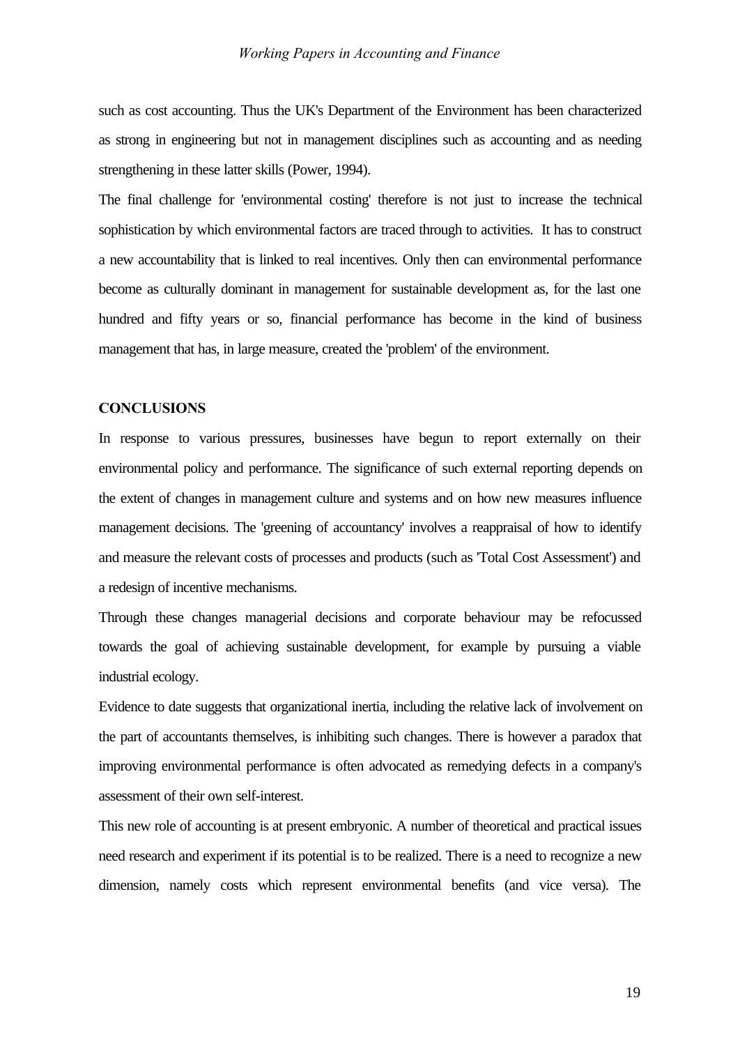such as cost accounting. Thus the UK's Department of the Environment has been characterized as strong in engineering but not in management disciplines such as accounting and as needing strengthening in these latter skills (Power, 1994).

The final challenge for 'environmental costing' therefore is not just to increase the technical sophistication by which environmental factors are traced through to activities. It has to construct a new accountability that is linked to real incentives. Only then can environmental performance become as culturally dominant in management for sustainable development as, for the last one hundred and fifty years or so, financial performance has become in the kind of business management that has, in large measure, created the 'problem' of the environment.

**CONCLUSIONS**

In response to various pressures, businesses have begun to report externally on their environmental policy and performance. The significance of such external reporting depends on the extent of changes in management culture and systems and on how new measures influence management decisions. The 'greening of accountancy' involves a reappraisal of how to identify and measure the relevant costs of processes and products (such as 'Total Cost Assessment') and a redesign of incentive mechanisms.

Through these changes managerial decisions and corporate behaviour may be refocussed towards the goal of achieving sustainable development, for example by pursuing a viable industrial ecology.

Evidence to date suggests that organizational inertia, including the relative lack of involvement on the part of accountants themselves, is inhibiting such changes. There is however a paradox that improving environmental performance is often advocated as remedying defects in a company's assessment of their own self-interest.

This new role of accounting is at present embryonic. A number of theoretical and practical issues need research and experiment if its potential is to be realized. There is a need to recognize a new dimension, namely costs which represent environmental benefits (and vice versa). The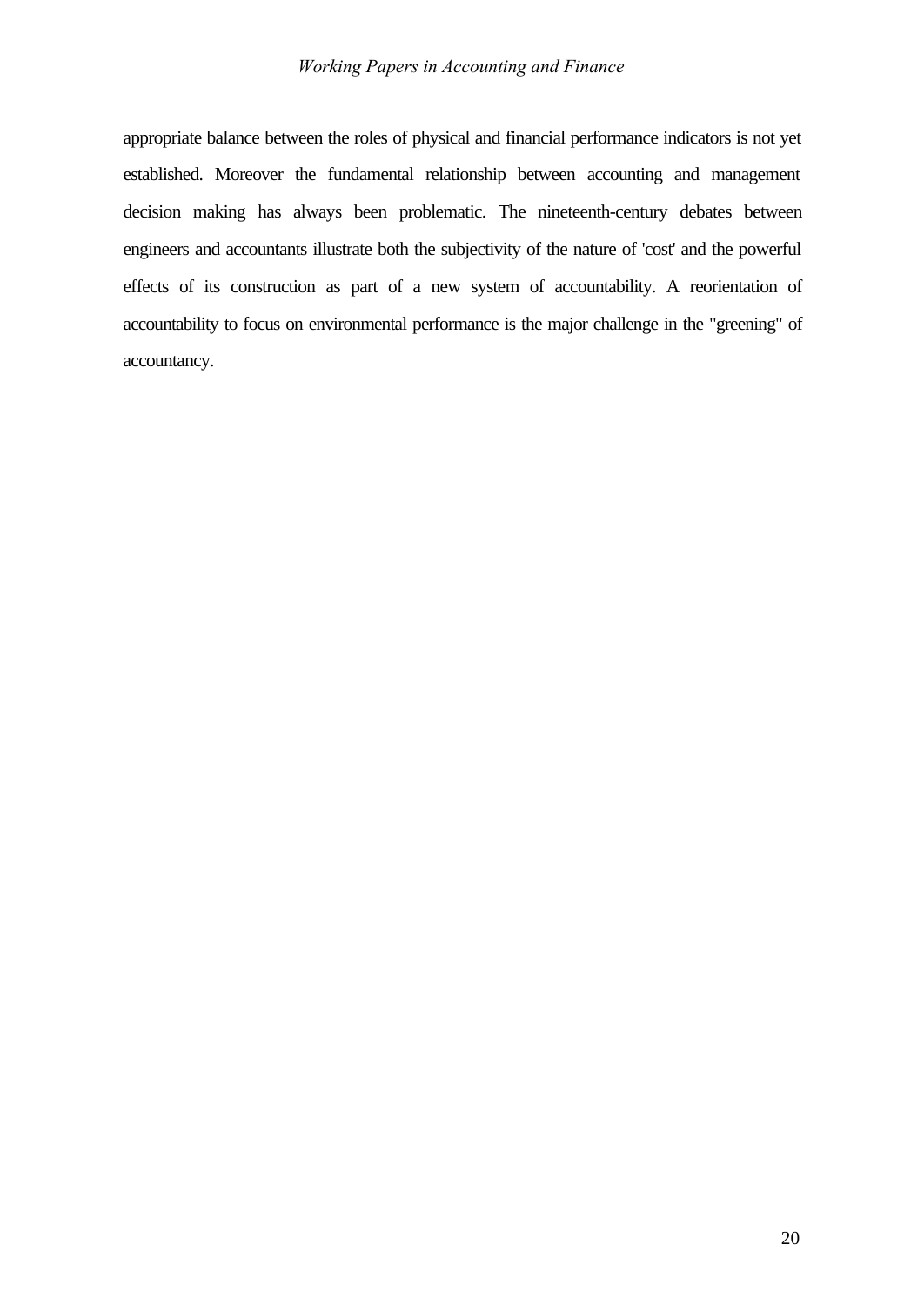appropriate balance between the roles of physical and financial performance indicators is not yet established. Moreover the fundamental relationship between accounting and management decision making has always been problematic. The nineteenth-century debates between engineers and accountants illustrate both the subjectivity of the nature of 'cost' and the powerful effects of its construction as part of a new system of accountability. A reorientation of accountability to focus on environmental performance is the major challenge in the "greening" of accountancy.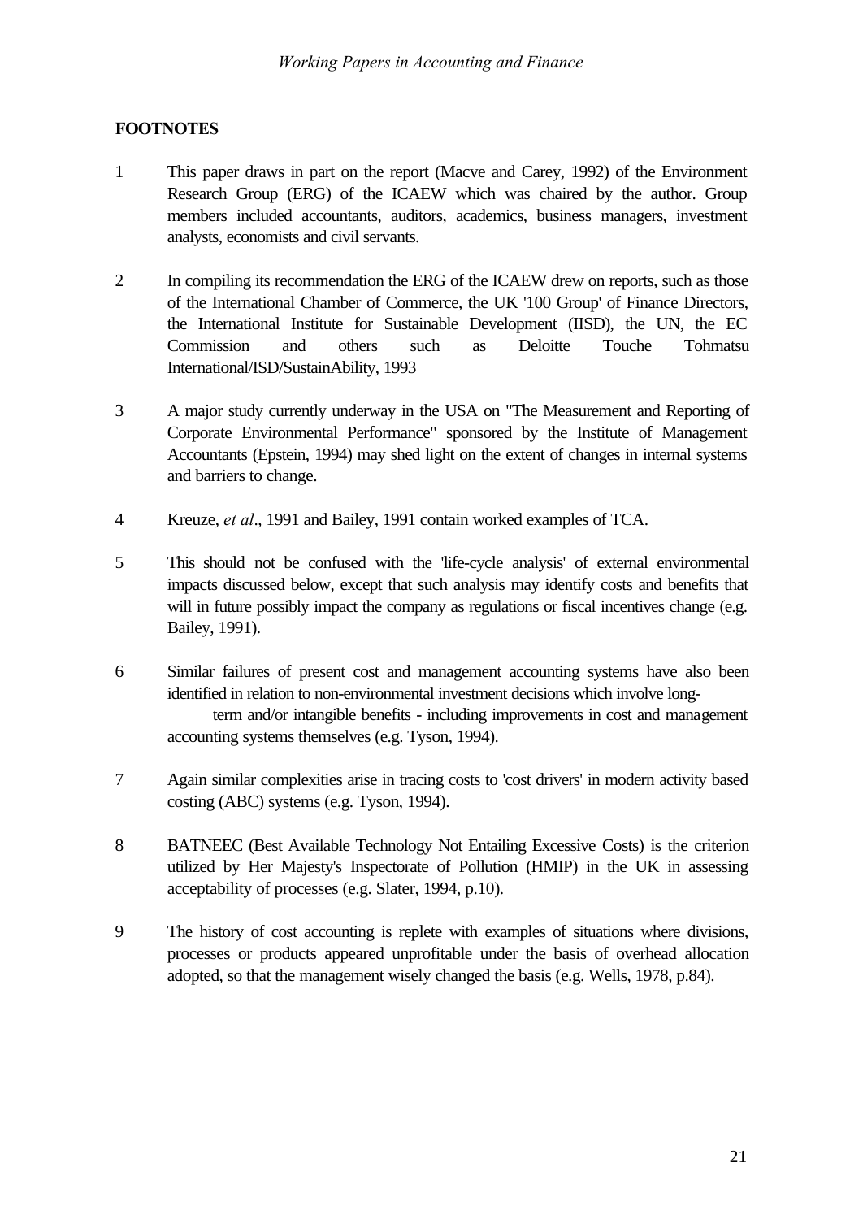## FOOTNOTES

1. This paper draws in part on the report (Macve and Carey, 1992) of the Environment Research Group (ERG) of the ICAEW which was chaired by the author. Group members included accountants, auditors, academics, business managers, investment analysts, economists and civil servants.

2. In compiling its recommendation the ERG of the ICAEW drew on reports, such as those of the International Chamber of Commerce, the UK '100 Group' of Finance Directors, the International Institute for Sustainable Development (IISD), the UN, the EC Commission and others such as Deloitte Touche Tohmatsu International/ISD/SustainAbility, 1993

3. A major study currently underway in the USA on "The Measurement and Reporting of Corporate Environmental Performance" sponsored by the Institute of Management Accountants (Epstein, 1994) may shed light on the extent of changes in internal systems and barriers to change.

4. Kreuze, *et al*., 1991 and Bailey, 1991 contain worked examples of TCA.

5. This should not be confused with the 'life-cycle analysis' of external environmental impacts discussed below, except that such analysis may identify costs and benefits that will in future possibly impact the company as regulations or fiscal incentives change (e.g. Bailey, 1991).

6. Similar failures of present cost and management accounting systems have also been identified in relation to non-environmental investment decisions which involve long-term and/or intangible benefits - including improvements in cost and management accounting systems themselves (e.g. Tyson, 1994).

7. Again similar complexities arise in tracing costs to 'cost drivers' in modern activity based costing (ABC) systems (e.g. Tyson, 1994).

8. BATNEEC (Best Available Technology Not Entailing Excessive Costs) is the criterion utilized by Her Majesty's Inspectorate of Pollution (HMIP) in the UK in assessing acceptability of processes (e.g. Slater, 1994, p.10).

9. The history of cost accounting is replete with examples of situations where divisions, processes or products appeared unprofitable under the basis of overhead allocation adopted, so that the management wisely changed the basis (e.g. Wells, 1978, p.84).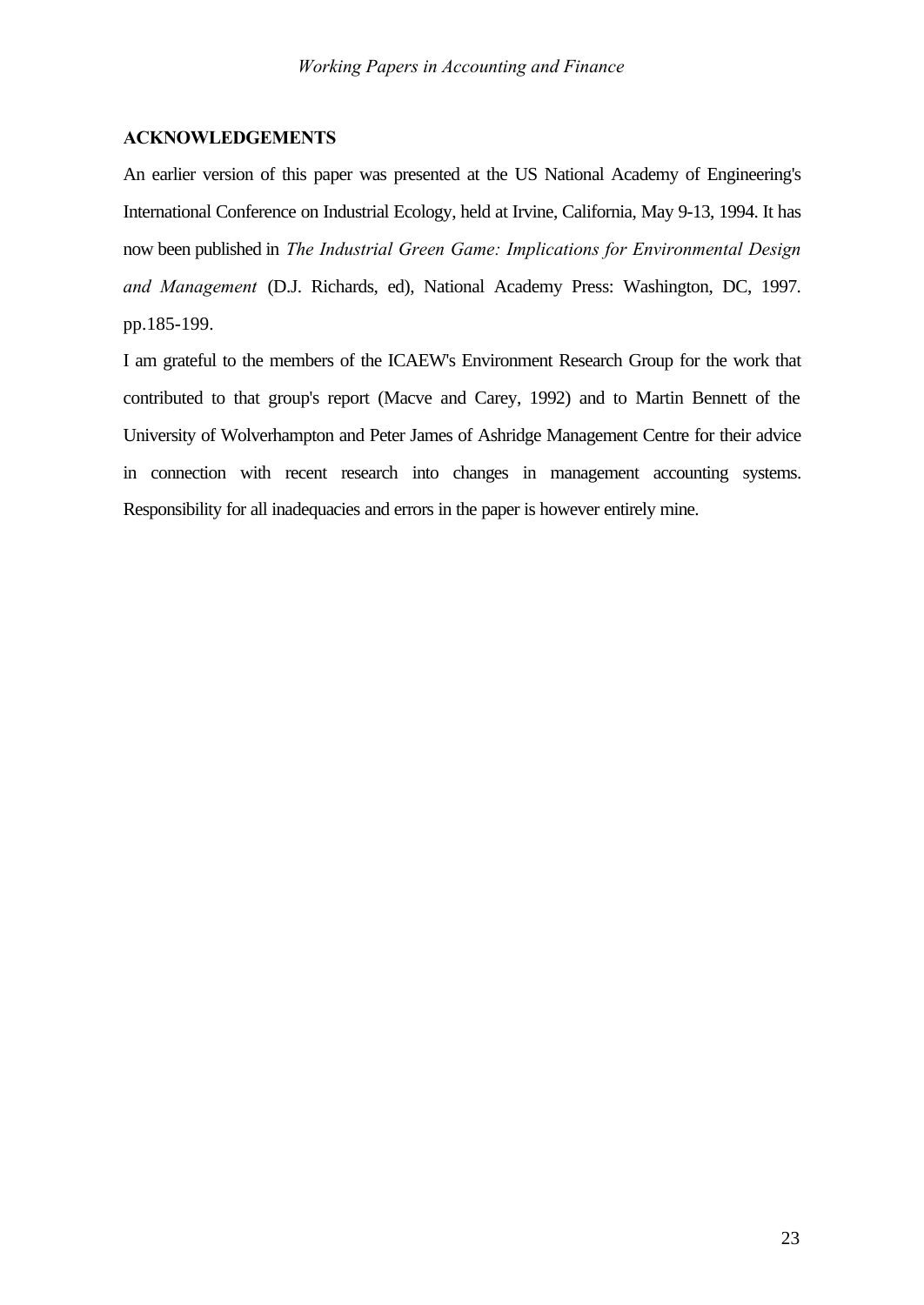## ACKNOWLEDGEMENTS

An earlier version of this paper was presented at the US National Academy of Engineering's International Conference on Industrial Ecology, held at Irvine, California, May 9-13, 1994. It has now been published in *The Industrial Green Game: Implications for Environmental Design and Management* (D.J. Richards, ed), National Academy Press: Washington, DC, 1997. pp.185-199.

I am grateful to the members of the ICAEW's Environment Research Group for the work that contributed to that group's report (Macve and Carey, 1992) and to Martin Bennett of the University of Wolverhampton and Peter James of Ashridge Management Centre for their advice in connection with recent research into changes in management accounting systems. Responsibility for all inadequacies and errors in the paper is however entirely mine.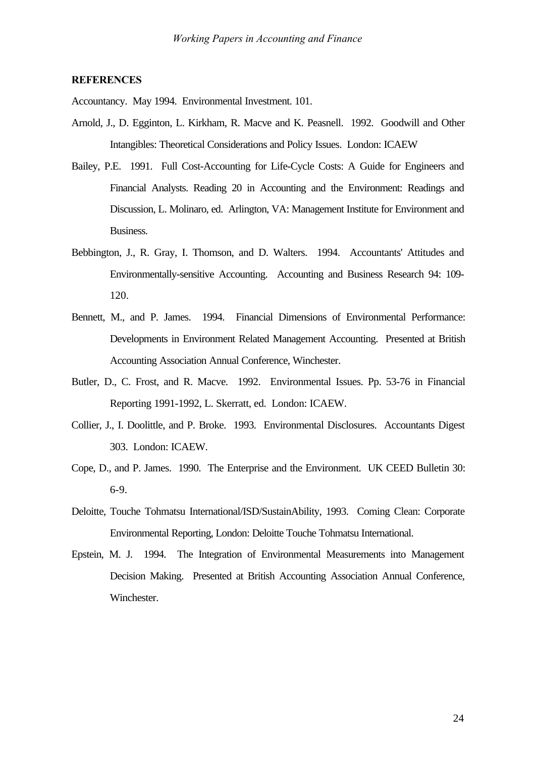## REFERENCES

Accountancy. May 1994. Environmental Investment. 101.

Arnold, J., D. Egginton, L. Kirkham, R. Macve and K. Peasnell. 1992. Goodwill and Other Intangibles: Theoretical Considerations and Policy Issues. London: ICAEW

Bailey, P.E. 1991. Full Cost-Accounting for Life-Cycle Costs: A Guide for Engineers and Financial Analysts. Reading 20 in Accounting and the Environment: Readings and Discussion, L. Molinaro, ed. Arlington, VA: Management Institute for Environment and Business.

Bebbington, J., R. Gray, I. Thomson, and D. Walters. 1994. Accountants' Attitudes and Environmentally-sensitive Accounting. Accounting and Business Research 94: 109-120.

Bennett, M., and P. James. 1994. Financial Dimensions of Environmental Performance: Developments in Environment Related Management Accounting. Presented at British Accounting Association Annual Conference, Winchester.

Butler, D., C. Frost, and R. Macve. 1992. Environmental Issues. Pp. 53-76 in Financial Reporting 1991-1992, L. Skerratt, ed. London: ICAEW.

Collier, J., I. Doolittle, and P. Broke. 1993. Environmental Disclosures. Accountants Digest 303. London: ICAEW.

Cope, D., and P. James. 1990. The Enterprise and the Environment. UK CEED Bulletin 30: 6-9.

Deloitte, Touche Tohmatsu International/ISD/SustainAbility, 1993. Coming Clean: Corporate Environmental Reporting, London: Deloitte Touche Tohmatsu International.

Epstein, M. J. 1994. The Integration of Environmental Measurements into Management Decision Making. Presented at British Accounting Association Annual Conference, Winchester.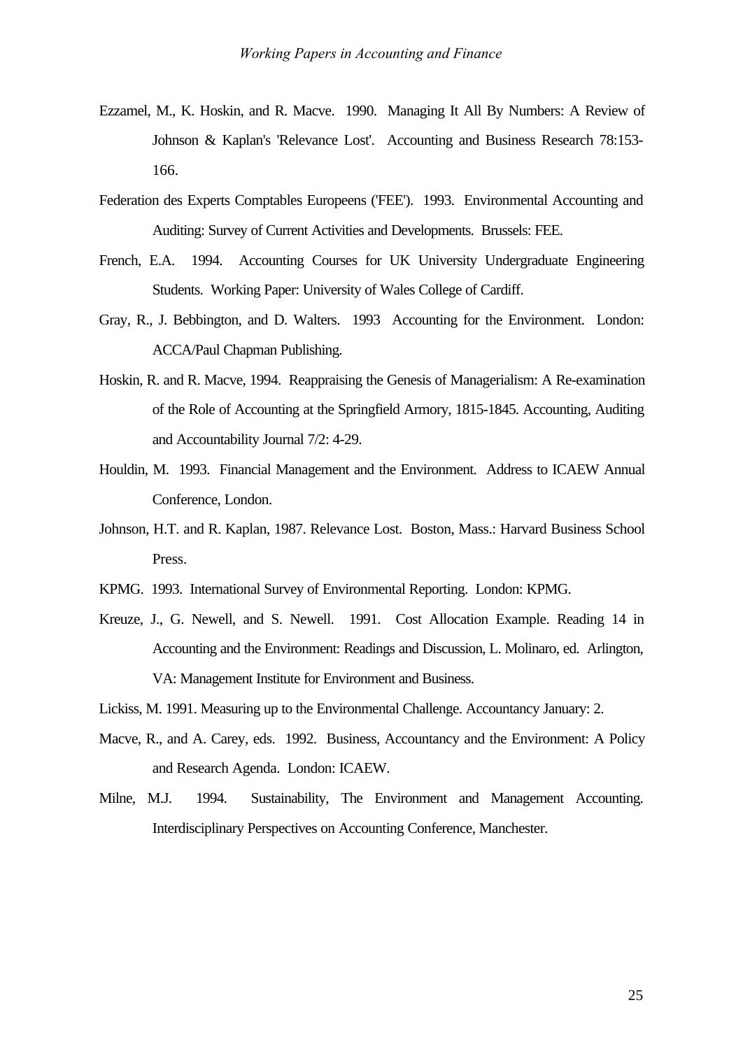Ezzamel, M., K. Hoskin, and R. Macve. 1990. Managing It All By Numbers: A Review of Johnson & Kaplan's 'Relevance Lost'. Accounting and Business Research 78:153-166.

Federation des Experts Comptables Europeens ('FEE'). 1993. Environmental Accounting and Auditing: Survey of Current Activities and Developments. Brussels: FEE.

French, E.A. 1994. Accounting Courses for UK University Undergraduate Engineering Students. Working Paper: University of Wales College of Cardiff.

Gray, R., J. Bebbington, and D. Walters. 1993 Accounting for the Environment. London: ACCA/Paul Chapman Publishing.

Hoskin, R. and R. Macve, 1994. Reappraising the Genesis of Managerialism: A Re-examination of the Role of Accounting at the Springfield Armory, 1815-1845. Accounting, Auditing and Accountability Journal 7/2: 4-29.

Houldin, M. 1993. Financial Management and the Environment. Address to ICAEW Annual Conference, London.

Johnson, H.T. and R. Kaplan, 1987. Relevance Lost. Boston, Mass.: Harvard Business School Press.

KPMG. 1993. International Survey of Environmental Reporting. London: KPMG.

Kreuze, J., G. Newell, and S. Newell. 1991. Cost Allocation Example. Reading 14 in Accounting and the Environment: Readings and Discussion, L. Molinaro, ed. Arlington, VA: Management Institute for Environment and Business.

Lickiss, M. 1991. Measuring up to the Environmental Challenge. Accountancy January: 2.

Macve, R., and A. Carey, eds. 1992. Business, Accountancy and the Environment: A Policy and Research Agenda. London: ICAEW.

Milne, M.J. 1994. Sustainability, The Environment and Management Accounting. Interdisciplinary Perspectives on Accounting Conference, Manchester.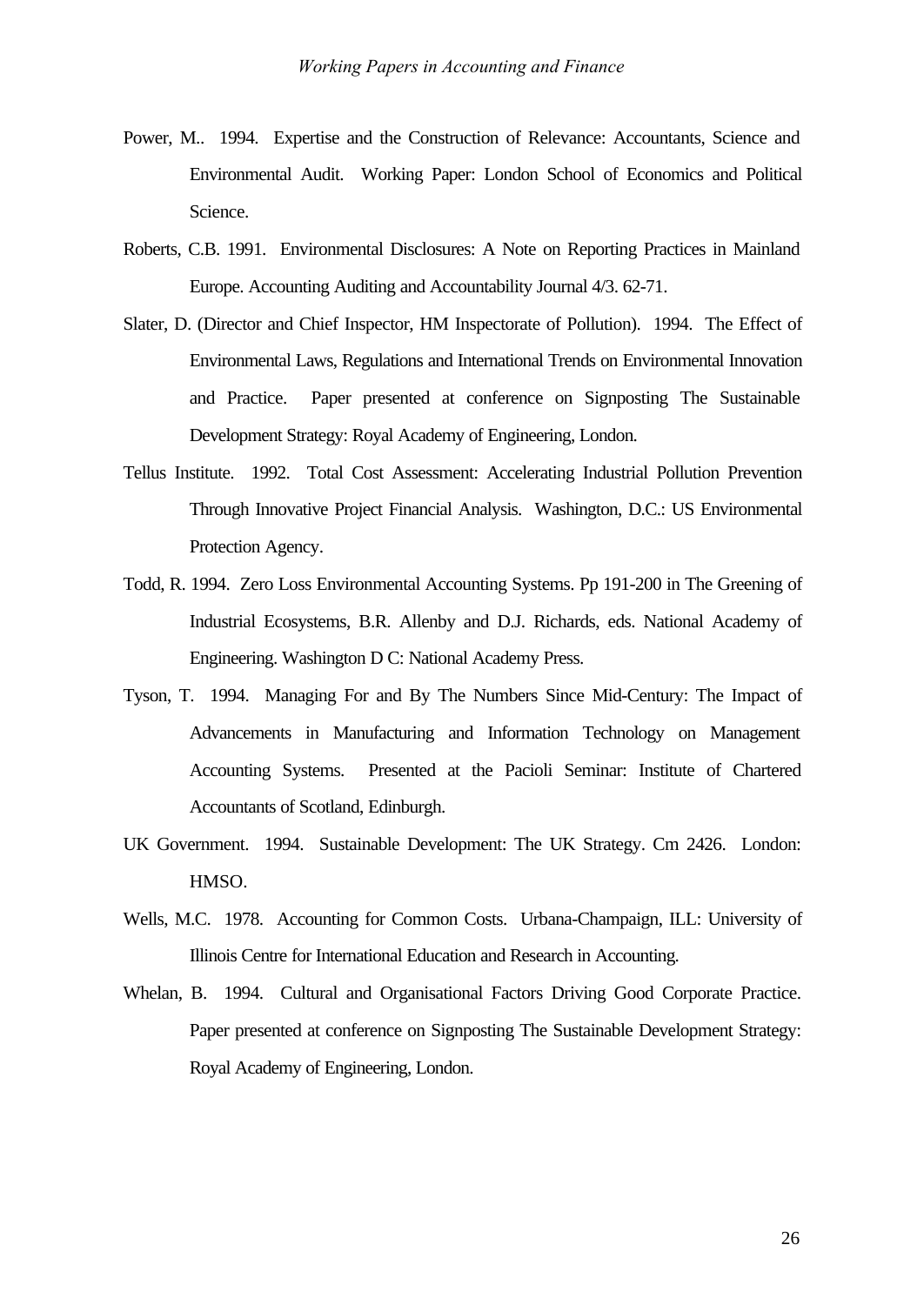Power, M.. 1994. Expertise and the Construction of Relevance: Accountants, Science and Environmental Audit. Working Paper: London School of Economics and Political Science.

Roberts, C.B. 1991. Environmental Disclosures: A Note on Reporting Practices in Mainland Europe. Accounting Auditing and Accountability Journal 4/3. 62-71.

Slater, D. (Director and Chief Inspector, HM Inspectorate of Pollution). 1994. The Effect of Environmental Laws, Regulations and International Trends on Environmental Innovation and Practice. Paper presented at conference on Signposting The Sustainable Development Strategy: Royal Academy of Engineering, London.

Tellus Institute. 1992. Total Cost Assessment: Accelerating Industrial Pollution Prevention Through Innovative Project Financial Analysis. Washington, D.C.: US Environmental Protection Agency.

Todd, R. 1994. Zero Loss Environmental Accounting Systems. Pp 191-200 in The Greening of Industrial Ecosystems, B.R. Allenby and D.J. Richards, eds. National Academy of Engineering. Washington D C: National Academy Press.

Tyson, T. 1994. Managing For and By The Numbers Since Mid-Century: The Impact of Advancements in Manufacturing and Information Technology on Management Accounting Systems. Presented at the Pacioli Seminar: Institute of Chartered Accountants of Scotland, Edinburgh.

UK Government. 1994. Sustainable Development: The UK Strategy. Cm 2426. London: HMSO.

Wells, M.C. 1978. Accounting for Common Costs. Urbana-Champaign, ILL: University of Illinois Centre for International Education and Research in Accounting.

Whelan, B. 1994. Cultural and Organisational Factors Driving Good Corporate Practice. Paper presented at conference on Signposting The Sustainable Development Strategy: Royal Academy of Engineering, London.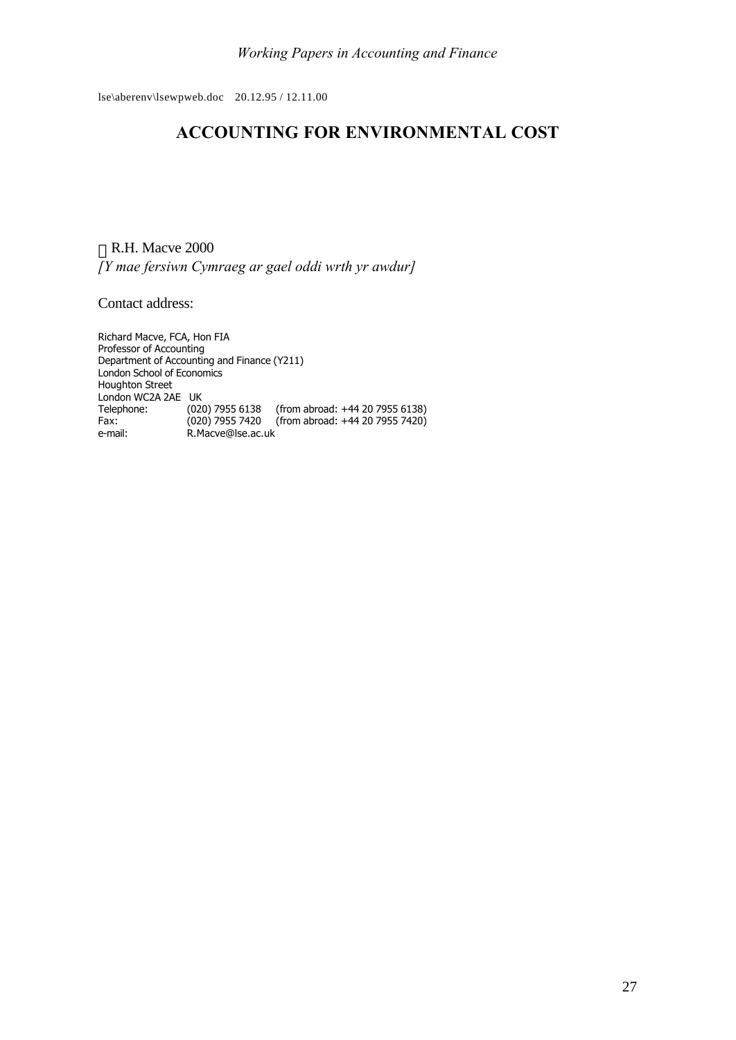*Working Papers in Accounting and Finance*

lse\aberenv\lsewpweb.doc 20.12.95 / 12.11.00

# ACCOUNTING FOR ENVIRONMENTAL COST

© R.H. Macve 2000

*[Y mae fersiwn Cymraeg ar gael oddi wrth yr awdur]*

Contact address:

Richard Macve, FCA, Hon FIA
Professor of Accounting
Department of Accounting and Finance (Y211)
London School of Economics
Houghton Street
London WC2A 2AE UK

| | | |
|---|---|---|
| Telephone: | (020) 7955 6138 | (from abroad: +44 20 7955 6138) |
| Fax: | (020) 7955 7420 | (from abroad: +44 20 7955 7420) |
| e-mail: | R.Macve@lse.ac.uk | |